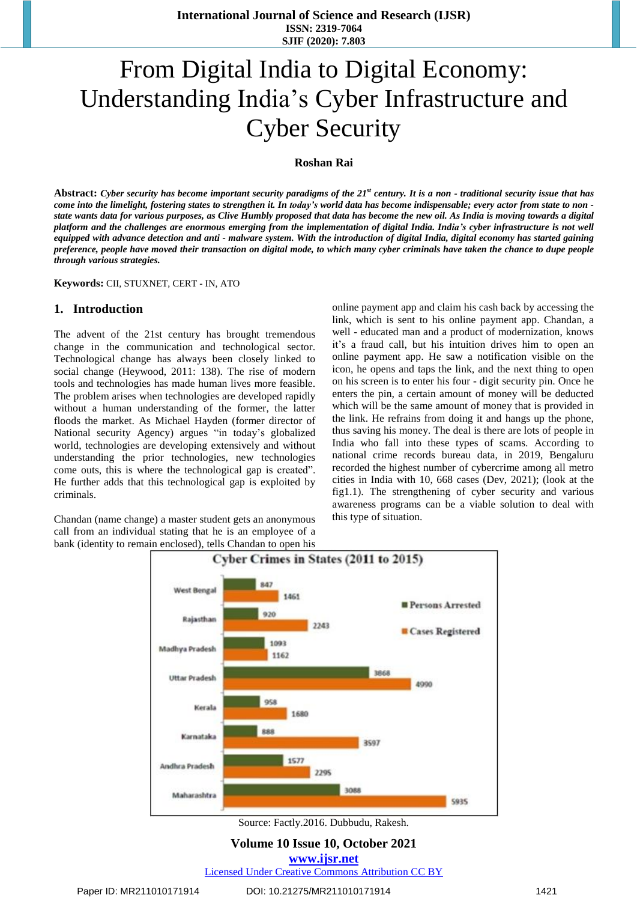# From Digital India to Digital Economy: Understanding India's Cyber Infrastructure and Cyber Security

**Roshan Rai**

**Abstract:** ***Cyber security has become important security paradigms of the 21st century. It is a non - traditional security issue that has come into the limelight, fostering states to strengthen it. In today's world data has become indispensable; every actor from state to non - state wants data for various purposes, as Clive Humbly proposed that data has become the new oil. As India is moving towards a digital platform and the challenges are enormous emerging from the implementation of digital India. India's cyber infrastructure is not well equipped with advance detection and anti - malware system. With the introduction of digital India, digital economy has started gaining preference, people have moved their transaction on digital mode, to which many cyber criminals have taken the chance to dupe people through various strategies.***

**Keywords:** CII, STUXNET, CERT - IN, ATO

## 1. Introduction

The advent of the 21st century has brought tremendous change in the communication and technological sector. Technological change has always been closely linked to social change (Heywood, 2011: 138). The rise of modern tools and technologies has made human lives more feasible. The problem arises when technologies are developed rapidly without a human understanding of the former, the latter floods the market. As Michael Hayden (former director of National security Agency) argues "in today's globalized world, technologies are developing extensively and without understanding the prior technologies, new technologies come outs, this is where the technological gap is created". He further adds that this technological gap is exploited by criminals.

Chandan (name change) a master student gets an anonymous call from an individual stating that he is an employee of a bank (identity to remain enclosed), tells Chandan to open his online payment app and claim his cash back by accessing the link, which is sent to his online payment app. Chandan, a well - educated man and a product of modernization, knows it's a fraud call, but his intuition drives him to open an online payment app. He saw a notification visible on the icon, he opens and taps the link, and the next thing to open on his screen is to enter his four - digit security pin. Once he enters the pin, a certain amount of money will be deducted which will be the same amount of money that is provided in the link. He refrains from doing it and hangs up the phone, thus saving his money. The deal is there are lots of people in India who fall into these types of scams. According to national crime records bureau data, in 2019, Bengaluru recorded the highest number of cybercrime among all metro cities in India with 10, 668 cases (Dev, 2021); (look at the fig1.1). The strengthening of cyber security and various awareness programs can be a viable solution to deal with this type of situation.

Cyber Crimes in States (2011 to 2015)

Persons Arrested

Cases Registered

West Bengal 847 1461

Rajasthan 920 2243

Madhya Pradesh 1093 1162

Uttar Pradesh 3868 4990

Kerala 958 1680

Karnataka 888 3597

Andhra Pradesh 1577 2295

Maharashtra 3088 5935

Source: Factly.2016. Dubbudu, Rakesh.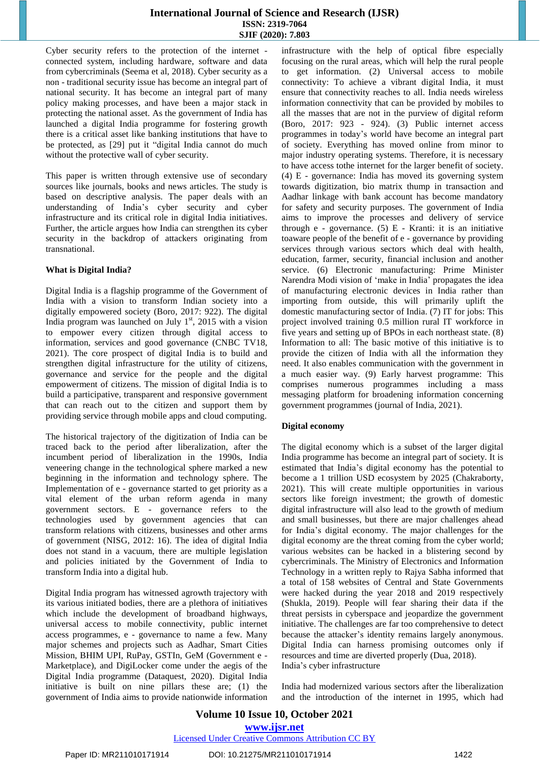Cyber security refers to the protection of the internet - connected system, including hardware, software and data from cybercriminals (Seema et al, 2018). Cyber security as a non - traditional security issue has become an integral part of national security. It has become an integral part of many policy making processes, and have been a major stack in protecting the national asset. As the government of India has launched a digital India programme for fostering growth there is a critical asset like banking institutions that have to be protected, as [29] put it "digital India cannot do much without the protective wall of cyber security.

This paper is written through extensive use of secondary sources like journals, books and news articles. The study is based on descriptive analysis. The paper deals with an understanding of India's cyber security and cyber infrastructure and its critical role in digital India initiatives. Further, the article argues how India can strengthen its cyber security in the backdrop of attackers originating from transnational.

### What is Digital India?

Digital India is a flagship programme of the Government of India with a vision to transform Indian society into a digitally empowered society (Boro, 2017: 922). The digital India program was launched on July 1st, 2015 with a vision to empower every citizen through digital access to information, services and good governance (CNBC TV18, 2021). The core prospect of digital India is to build and strengthen digital infrastructure for the utility of citizens, governance and service for the people and the digital empowerment of citizens. The mission of digital India is to build a participative, transparent and responsive government that can reach out to the citizen and support them by providing service through mobile apps and cloud computing.

The historical trajectory of the digitization of India can be traced back to the period after liberalization, after the incumbent period of liberalization in the 1990s, India veneering change in the technological sphere marked a new beginning in the information and technology sphere. The Implementation of e - governance started to get priority as a vital element of the urban reform agenda in many government sectors. E - governance refers to the technologies used by government agencies that can transform relations with citizens, businesses and other arms of government (NISG, 2012: 16). The idea of digital India does not stand in a vacuum, there are multiple legislation and policies initiated by the Government of India to transform India into a digital hub.

Digital India program has witnessed agrowth trajectory with its various initiated bodies, there are a plethora of initiatives which include the development of broadband highways, universal access to mobile connectivity, public internet access programmes, e - governance to name a few. Many major schemes and projects such as Aadhar, Smart Cities Mission, BHIM UPI, RuPay, GSTIn, GeM (Government e - Marketplace), and DigiLocker come under the aegis of the Digital India programme (Dataquest, 2020). Digital India initiative is built on nine pillars these are; (1) the government of India aims to provide nationwide information infrastructure with the help of optical fibre especially focusing on the rural areas, which will help the rural people to get information. (2) Universal access to mobile connectivity: To achieve a vibrant digital India, it must ensure that connectivity reaches to all. India needs wireless information connectivity that can be provided by mobiles to all the masses that are not in the purview of digital reform (Boro, 2017: 923 - 924). (3) Public internet access programmes in today's world have become an integral part of society. Everything has moved online from minor to major industry operating systems. Therefore, it is necessary to have access tothe internet for the larger benefit of society. (4) E - governance: India has moved its governing system towards digitization, bio matrix thump in transaction and Aadhar linkage with bank account has become mandatory for safety and security purposes. The government of India aims to improve the processes and delivery of service through e - governance. (5) E - Kranti: it is an initiative toaware people of the benefit of e - governance by providing services through various sectors which deal with health, education, farmer, security, financial inclusion and another service. (6) Electronic manufacturing: Prime Minister Narendra Modi vision of 'make in India' propagates the idea of manufacturing electronic devices in India rather than importing from outside, this will primarily uplift the domestic manufacturing sector of India. (7) IT for jobs: This project involved training 0.5 million rural IT workforce in five years and setting up of BPOs in each northeast state. (8) Information to all: The basic motive of this initiative is to provide the citizen of India with all the information they need. It also enables communication with the government in a much easier way. (9) Early harvest programme: This comprises numerous programmes including a mass messaging platform for broadening information concerning government programmes (journal of India, 2021).

### Digital economy

The digital economy which is a subset of the larger digital India programme has become an integral part of society. It is estimated that India's digital economy has the potential to become a 1 trillion USD ecosystem by 2025 (Chakraborty, 2021). This will create multiple opportunities in various sectors like foreign investment; the growth of domestic digital infrastructure will also lead to the growth of medium and small businesses, but there are major challenges ahead for India's digital economy. The major challenges for the digital economy are the threat coming from the cyber world; various websites can be hacked in a blistering second by cybercriminals. The Ministry of Electronics and Information Technology in a written reply to Rajya Sabha informed that a total of 158 websites of Central and State Governments were hacked during the year 2018 and 2019 respectively (Shukla, 2019). People will fear sharing their data if the threat persists in cyberspace and jeopardize the government initiative. The challenges are far too comprehensive to detect because the attacker's identity remains largely anonymous. Digital India can harness promising outcomes only if resources and time are diverted properly (Dua, 2018).

### India's cyber infrastructure

India had modernized various sectors after the liberalization and the introduction of the internet in 1995, which had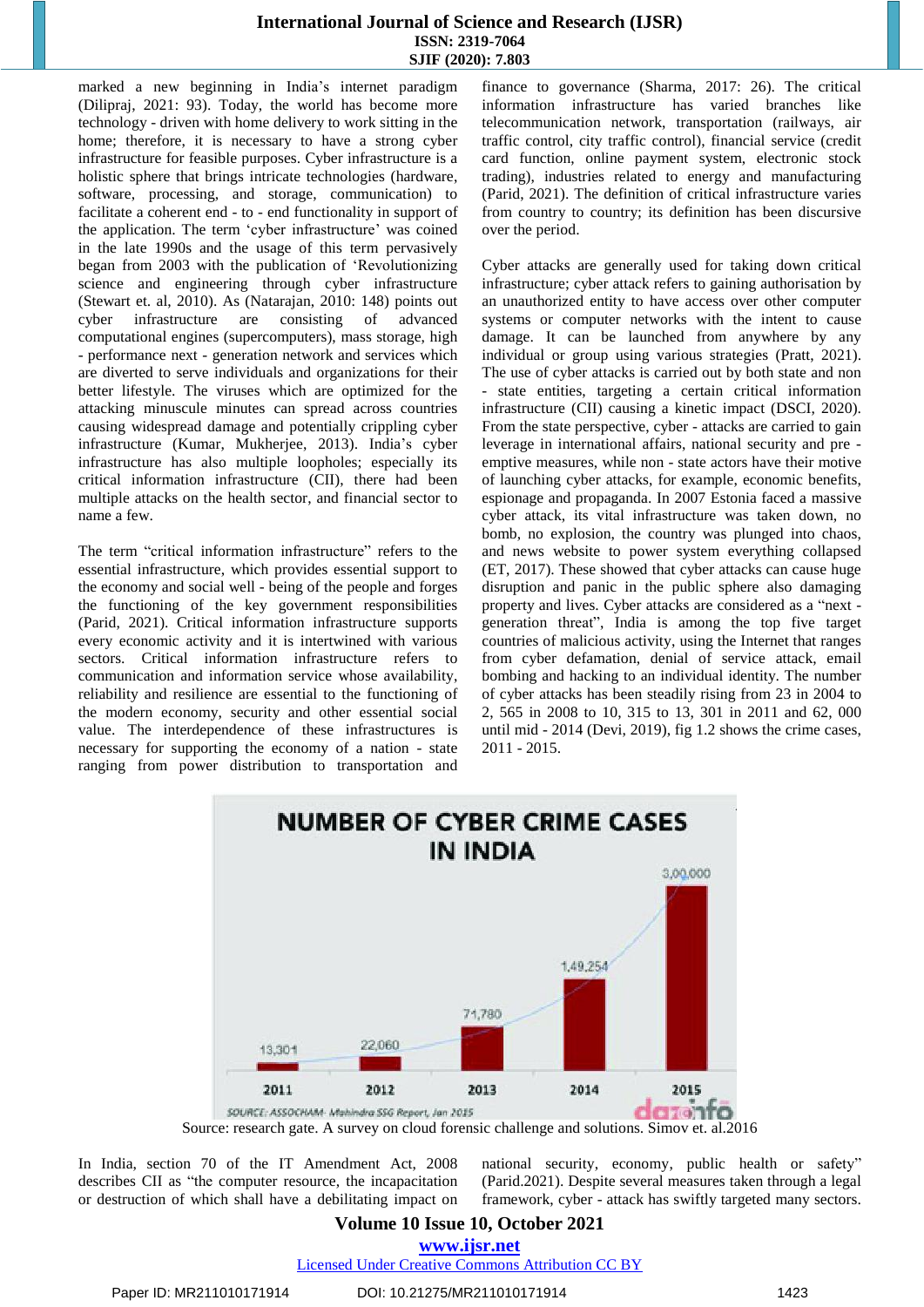marked a new beginning in India's internet paradigm (Dilipraj, 2021: 93). Today, the world has become more technology - driven with home delivery to work sitting in the home; therefore, it is necessary to have a strong cyber infrastructure for feasible purposes. Cyber infrastructure is a holistic sphere that brings intricate technologies (hardware, software, processing, and storage, communication) to facilitate a coherent end - to - end functionality in support of the application. The term 'cyber infrastructure' was coined in the late 1990s and the usage of this term pervasively began from 2003 with the publication of 'Revolutionizing science and engineering through cyber infrastructure (Stewart et. al, 2010). As (Natarajan, 2010: 148) points out cyber infrastructure are consisting of advanced computational engines (supercomputers), mass storage, high - performance next - generation network and services which are diverted to serve individuals and organizations for their better lifestyle. The viruses which are optimized for the attacking minuscule minutes can spread across countries causing widespread damage and potentially crippling cyber infrastructure (Kumar, Mukherjee, 2013). India's cyber infrastructure has also multiple loopholes; especially its critical information infrastructure (CII), there had been multiple attacks on the health sector, and financial sector to name a few.

The term "critical information infrastructure" refers to the essential information infrastructure, which provides essential support to the economy and social well - being of the people and forges the functioning of the key government responsibilities (Parid, 2021). Critical information infrastructure supports every economic activity and it is intertwined with various sectors. Critical information infrastructure refers to communication and information service whose availability, reliability and resilience are essential to the functioning of the modern economy, security and other essential social value. The interdependence of these infrastructures is necessary for supporting the economy of a nation - state ranging from power distribution to transportation and finance to governance (Sharma, 2017: 26). The critical information infrastructure has varied branches like telecommunication network, transportation (railways, air traffic control, city traffic control), financial service (credit card function, online payment system, electronic stock trading), industries related to energy and manufacturing (Parid, 2021). The definition of critical infrastructure varies from country to country; its definition has been discursive over the period.

Cyber attacks are generally used for taking down critical infrastructure; cyber attack refers to gaining authorisation by an unauthorized entity to have access over other computer systems or computer networks with the intent to cause damage. It can be launched from anywhere by any individual or group using various strategies (Pratt, 2021). The use of cyber attacks is carried out by both state and non - state entities, targeting a certain critical information infrastructure (CII) causing a kinetic impact (DSCI, 2020). From the state perspective, cyber - attacks are carried to gain leverage in international affairs, national security and pre - emptive measures, while non - state actors have their motive of launching cyber attacks, for example, economic benefits, espionage and propaganda. In 2007 Estonia faced a massive cyber attack, its vital infrastructure was taken down, no bomb, no explosion, the country was plunged into chaos, and news website to power system everything collapsed (ET, 2017). These showed that cyber attacks can cause huge disruption and panic in the public sphere also damaging property and lives. Cyber attacks are considered as a "next - generation threat", India is among the top five target countries of malicious activity, using the Internet that ranges from cyber defamation, denial of service attack, email bombing and hacking to an individual identity. The number of cyber attacks has been steadily rising from 23 in 2004 to 2, 565 in 2008 to 10, 315 to 13, 301 in 2011 and 62, 000 until mid - 2014 (Devi, 2019), fig 1.2 shows the crime cases, 2011 - 2015.

NUMBER OF CYBER CRIME CASES IN INDIA

13,301
22,060
71,780
1,49,254
3,00,000

2011
2012
2013
2014
2015

SOURCE: ASSOCHAM- Mahindra SSG Report, Jan 2015

Source: research gate. A survey on cloud forensic challenge and solutions. Simov et. al.2016

In India, section 70 of the IT Amendment Act, 2008 describes CII as "the computer resource, the incapacitation or destruction of which shall have a debilitating impact on national security, economy, public health or safety" (Parid.2021). Despite several measures taken through a legal framework, cyber - attack has swiftly targeted many sectors.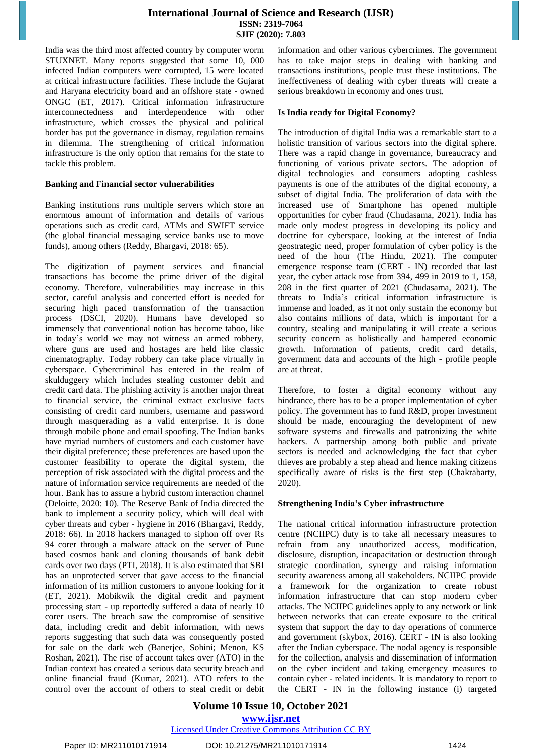India was the third most affected country by computer worm STUXNET. Many reports suggested that some 10, 000 infected Indian computers were corrupted, 15 were located at critical infrastructure facilities. These include the Gujarat and Haryana electricity board and an offshore state - owned ONGC (ET, 2017). Critical information infrastructure interconnectedness and interdependence with other infrastructure, which crosses the physical and political border has put the governance in dismay, regulation remains in dilemma. The strengthening of critical information infrastructure is the only option that remains for the state to tackle this problem.

**Banking and Financial sector vulnerabilities**

Banking institutions runs multiple servers which store an enormous amount of information and details of various operations such as credit card, ATMs and SWIFT service (the global financial messaging service banks use to move funds), among others (Reddy, Bhargavi, 2018: 65).

The digitization of payment services and financial transactions has become the prime driver of the digital economy. Therefore, vulnerabilities may increase in this sector, careful analysis and concerted effort is needed for securing high paced transformation of the transaction process (DSCI, 2020). Humans have developed so immensely that conventional notion has become taboo, like in today's world we may not witness an armed robbery, where guns are used and hostages are held like classic cinematography. Today robbery can take place virtually in cyberspace. Cybercriminal has entered in the realm of skulduggery which includes stealing customer debit and credit card data. The phishing activity is another major threat to financial service, the criminal extract exclusive facts consisting of credit card numbers, username and password through masquerading as a valid enterprise. It is done through mobile phone and email spoofing. The Indian banks have myriad numbers of customers and each customer have their digital preference; these preferences are based upon the customer feasibility to operate the digital system, the perception of risk associated with the digital process and the nature of information service requirements are needed of the hour. Bank has to assure a hybrid custom interaction channel (Deloitte, 2020: 10). The Reserve Bank of India directed the bank to implement a security policy, which will deal with cyber threats and cyber - hygiene in 2016 (Bhargavi, Reddy, 2018: 66). In 2018 hackers managed to siphon off over Rs 94 corer through a malware attack on the server of Pune based cosmos bank and cloning thousands of bank debit cards over two days (PTI, 2018). It is also estimated that SBI has an unprotected server that gave access to the financial information of its million customers to anyone looking for it (ET, 2021). Mobikwik the digital credit and payment processing start - up reportedly suffered a data of nearly 10 corer users. The breach saw the compromise of sensitive data, including credit and debit information, with news reports suggesting that such data was consequently posted for sale on the dark web (Banerjee, Sohini; Menon, KS Roshan, 2021). The rise of account takes over (ATO) in the Indian context has created a serious data security breach and online financial fraud (Kumar, 2021). ATO refers to the control over the account of others to steal credit or debit information and other various cybercrimes. The government has to take major steps in dealing with banking and transactions institutions, people trust these institutions. The ineffectiveness of dealing with cyber threats will create a serious breakdown in economy and ones trust.

**Is India ready for Digital Economy?**

The introduction of digital India was a remarkable start to a holistic transition of various sectors into the digital sphere. There was a rapid change in governance, bureaucracy and functioning of various private sectors. The adoption of digital technologies and consumers adopting cashless payments is one of the attributes of the digital economy, a subset of digital India. The proliferation of data with the increased use of Smartphone has opened multiple opportunities for cyber fraud (Chudasama, 2021). India has made only modest progress in developing its policy and doctrine for cyberspace, looking at the interest of India geostrategic need, proper formulation of cyber policy is the need of the hour (The Hindu, 2021). The computer emergence response team (CERT - IN) recorded that last year, the cyber attack rose from 394, 499 in 2019 to 1, 158, 208 in the first quarter of 2021 (Chudasama, 2021). The threats to India's critical information infrastructure is immense and loaded, as it not only sustain the economy but also contains millions of data, which is important for a country, stealing and manipulating it will create a serious security concern as holistically and hampered economic growth. Information of patients, credit card details, government data and accounts of the high - profile people are at threat.

Therefore, to foster a digital economy without any hindrance, there has to be a proper implementation of cyber policy. The government has to fund R&D, proper investment should be made, encouraging the development of new software systems and firewalls and patronizing the white hackers. A partnership among both public and private sectors is needed and acknowledging the fact that cyber thieves are probably a step ahead and hence making citizens specifically aware of risks is the first step (Chakrabarty, 2020).

**Strengthening India's Cyber infrastructure**

The national critical information infrastructure protection centre (NCIIPC) duty is to take all necessary measures to refrain from any unauthorized access, modification, disclosure, disruption, incapacitation or destruction through strategic coordination, synergy and raising information security awareness among all stakeholders. NCIIPC provide a framework for the organization to create robust information infrastructure that can stop modern cyber attacks. The NCIIPC guidelines apply to any network or link between networks that can create exposure to the critical system that support the day to day operations of commerce and government (skybox, 2016). CERT - IN is also looking after the Indian cyberspace. The nodal agency is responsible for the collection, analysis and dissemination of information on the cyber incident and taking emergency measures to contain cyber - related incidents. It is mandatory to report to the CERT - IN in the following instance (i) targeted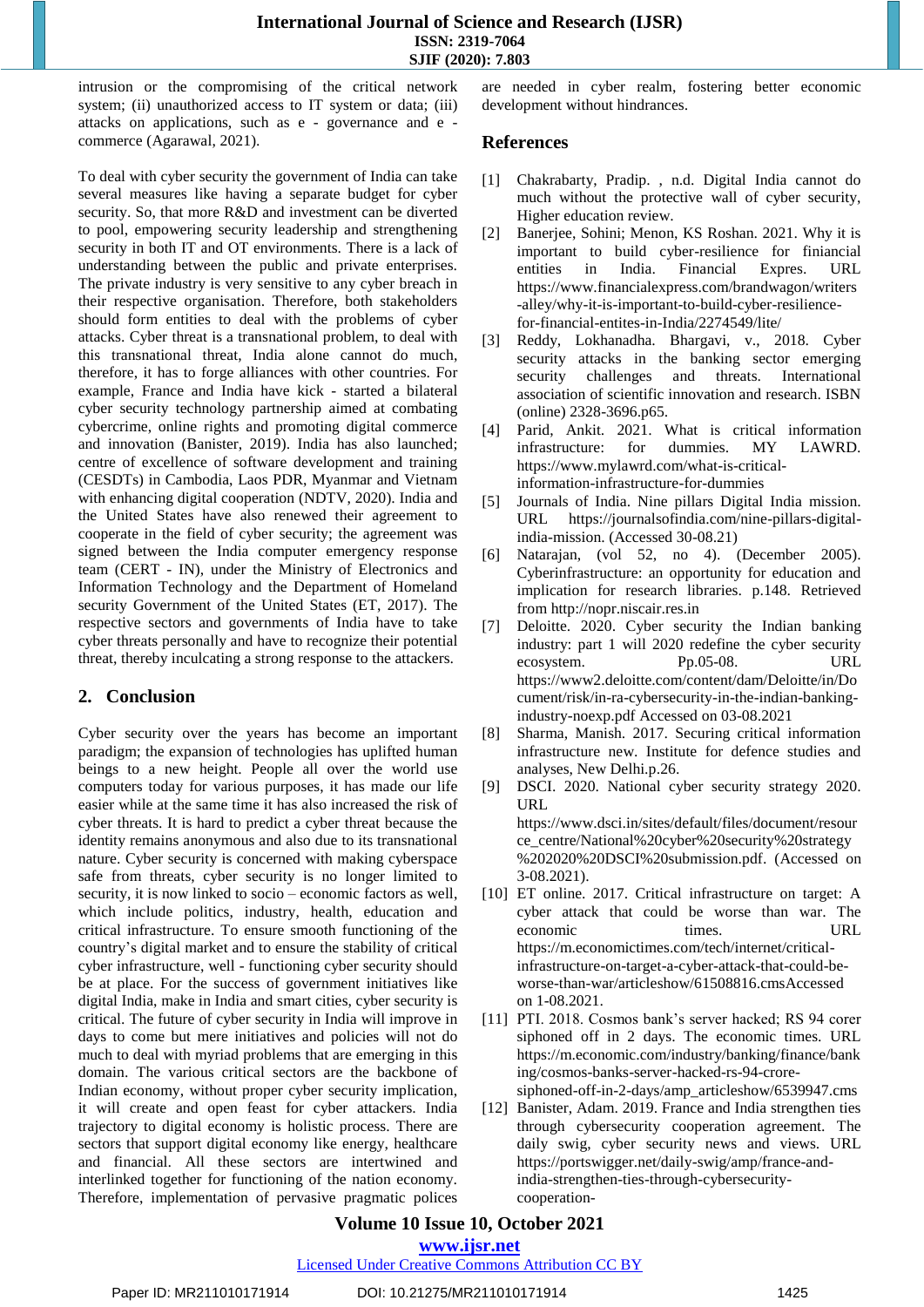intrusion or the compromising of the critical network system; (ii) unauthorized access to IT system or data; (iii) attacks on applications, such as e - governance and e - commerce (Agarawal, 2021).

To deal with cyber security the government of India can take several measures like having a separate budget for cyber security. So, that more R&D and investment can be diverted to pool, empowering security leadership and strengthening security in both IT and OT environments. There is a lack of understanding between the public and private enterprises. The private industry is very sensitive to any cyber breach in their respective organisation. Therefore, both stakeholders should form entities to deal with the problems of cyber attacks. Cyber threat is a transnational problem, to deal with this transnational threat, India alone cannot do much, therefore, it has to forge alliances with other countries. For example, France and India have kick - started a bilateral cyber security technology partnership aimed at combating cybercrime, online rights and promoting digital commerce and innovation (Banister, 2019). India has also launched; centre of excellence of software development and training (CESDTs) in Cambodia, Laos PDR, Myanmar and Vietnam with enhancing digital cooperation (NDTV, 2020). India and the United States have also renewed their agreement to cooperate in the field of cyber security; the agreement was signed between the India computer emergency response team (CERT - IN), under the Ministry of Electronics and Information Technology and the Department of Homeland security Government of the United States (ET, 2017). The respective sectors and governments of India have to take cyber threats personally and have to recognize their potential threat, thereby inculcating a strong response to the attackers.

## 2. Conclusion

Cyber security over the years has become an important paradigm; the expansion of technologies has uplifted human beings to a new height. People all over the world use computers today for various purposes, it has made our life easier while at the same time it has also increased the risk of cyber threats. It is hard to predict a cyber threat because the identity remains anonymous and also due to its transnational nature. Cyber security is concerned with making cyberspace safe from threats, cyber security is no longer limited to security, it is now linked to socio – economic factors as well, which include politics, industry, health, education and critical infrastructure. To ensure smooth functioning of the country's digital market and to ensure the stability of critical cyber infrastructure, well - functioning cyber security should be at place. For the success of government initiatives like digital India, make in India and smart cities, cyber security is critical. The future of cyber security in India will improve in days to come but mere initiatives and policies will not do much to deal with myriad problems that are emerging in this domain. The various critical sectors are the backbone of Indian economy, without proper cyber security implication, it will create and open feast for cyber attackers. India trajectory to digital economy is holistic process. There are sectors that support digital economy like energy, healthcare and financial. All these sectors are intertwined and interlinked together for functioning of the nation economy. Therefore, implementation of pervasive pragmatic polices are needed in cyber realm, fostering better economic development without hindrances.

## References

[1] Chakrabarty, Pradip. , n.d. Digital India cannot do much without the protective wall of cyber security, Higher education review.

[2] Banerjee, Sohini; Menon, KS Roshan. 2021. Why it is important to build cyber-resilience for finiancial entities in India. Financial Expres. URL https://www.financialexpress.com/brandwagon/writers-alley/why-it-is-important-to-build-cyber-resilience-for-financial-entites-in-India/2274549/lite/

[3] Reddy, Lokhanadha. Bhargavi, v., 2018. Cyber security attacks in the banking sector emerging security challenges and threats. International association of scientific innovation and research. ISBN (online) 2328-3696.p65.

[4] Parid, Ankit. 2021. What is critical information infrastructure: for dummies. MY LAWRD. URL https://www.mylawrd.com/what-is-critical-information-infrastructure-for-dummies

[5] Journals of India. Nine pillars Digital India mission. URL https://journalsofindia.com/nine-pillars-digital-india-mission. (Accessed 30-08.21)

[6] Natarajan, (vol 52, no 4). (December 2005). Cyberinfrastructure: an opportunity for education and implication for research libraries. p.148. Retrieved from http://nopr.niscair.res.in

[7] Deloitte. 2020. Cyber security the Indian banking industry: part 1 will 2020 redefine the cyber security ecosystem. Pp.05-08. URL https://www2.deloitte.com/content/dam/Deloitte/in/Document/risk/in-ra-cybersecurity-in-the-indian-banking-industry-noexp.pdf Accessed on 03-08.2021

[8] Sharma, Manish. 2017. Securing critical information infrastructure new. Institute for defence studies and analyses, New Delhi.p.26.

[9] DSCI. 2020. National cyber security strategy 2020. URL https://www.dsci.in/sites/default/files/document/resource_centre/National%20cyber%20security%20strategy%202020%20DSCI%20submission.pdf. (Accessed on 3-08.2021).

[10] ET online. 2017. Critical infrastructure on target: A cyber attack that could be worse than war. The economic times. URL https://m.economictimes.com/tech/internet/critical-infrastructure-on-target-a-cyber-attack-that-could-be-worse-than-war/articleshow/61508816.cmsAccessed on 1-08.2021.

[11] PTI. 2018. Cosmos bank's server hacked; RS 94 corer siphoned off in 2 days. The economic times. URL https://m.economic.com/industry/banking/finance/banking/cosmos-banks-server-hacked-rs-94-crore-siphoned-off-in-2-days/amp_articleshow/6539947.cms

[12] Banister, Adam. 2019. France and India strengthen ties through cybersecurity cooperation agreement. The daily swig, cyber security news and views. URL https://portswigger.net/daily-swig/amp/france-and-india-strengthen-ties-through-cybersecurity-cooperation-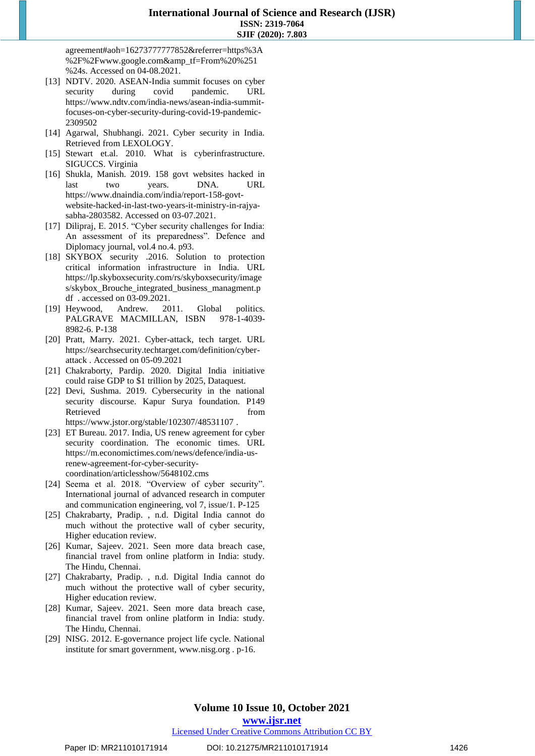agreement#aoh=16273777777852&referrer=https%3A%2F%2Fwww.google.com&amp_tf=From%20%251%24s. Accessed on 04-08.2021.

[13] NDTV. 2020. ASEAN-India summit focuses on cyber security during covid pandemic. URL https://www.ndtv.com/india-news/asean-india-summit-focuses-on-cyber-security-during-covid-19-pandemic-2309502

[14] Agarwal, Shubhangi. 2021. Cyber security in India. Retrieved from LEXOLOGY.

[15] Stewart et.al. 2010. What is cyberinfrastructure. SIGUCCS. Virginia

[16] Shukla, Manish. 2019. 158 govt websites hacked in last two years. DNA. URL https://www.dnaindia.com/india/report-158-govt-website-hacked-in-last-two-years-it-ministry-in-rajya-sabha-2803582. Accessed on 03-07.2021.

[17] Dilipraj, E. 2015. "Cyber security challenges for India: An assessment of its preparedness". Defence and Diplomacy journal, vol.4 no.4. p93.

[18] SKYBOX security .2016. Solution to protection critical information infrastructure in India. URL https://lp.skyboxsecurity.com/rs/skyboxsecurity/images/skybox_Brouche_integrated_business_managment.pdf . accessed on 03-09.2021.

[19] Heywood, Andrew. 2011. Global politics. PALGRAVE MACMILLAN, ISBN 978-1-4039-8982-6. P-138

[20] Pratt, Marry. 2021. Cyber-attack, tech target. URL https://searchsecurity.techtarget.com/definition/cyber-attack . Accessed on 05-09.2021

[21] Chakraborty, Pardip. 2020. Digital India initiative could raise GDP to $1 trillion by 2025, Dataquest.

[22] Devi, Sushma. 2019. Cybersecurity in the national security discourse. Kapur Surya foundation. P149 Retrieved from https://www.jstor.org/stable/102307/48531107 .

[23] ET Bureau. 2017. India, US renew agreement for cyber security coordination. The economic times. URL https://m.economictimes.com/news/defence/india-us-renew-agreement-for-cyber-security-coordination/articlesshow/5648102.cms

[24] Seema et al. 2018. "Overview of cyber security". International journal of advanced research in computer and communication engineering, vol 7, issue/1. P-125

[25] Chakrabarty, Pradip. , n.d. Digital India cannot do much without the protective wall of cyber security, Higher education review.

[26] Kumar, Sajeev. 2021. Seen more data breach case, financial travel from online platform in India: study. The Hindu, Chennai.

[27] Chakrabarty, Pradip. , n.d. Digital India cannot do much without the protective wall of cyber security, Higher education review.

[28] Kumar, Sajeev. 2021. Seen more data breach case, financial travel from online platform in India: study. The Hindu, Chennai.

[29] NISG. 2012. E-governance project life cycle. National institute for smart government, www.nisg.org . p-16.